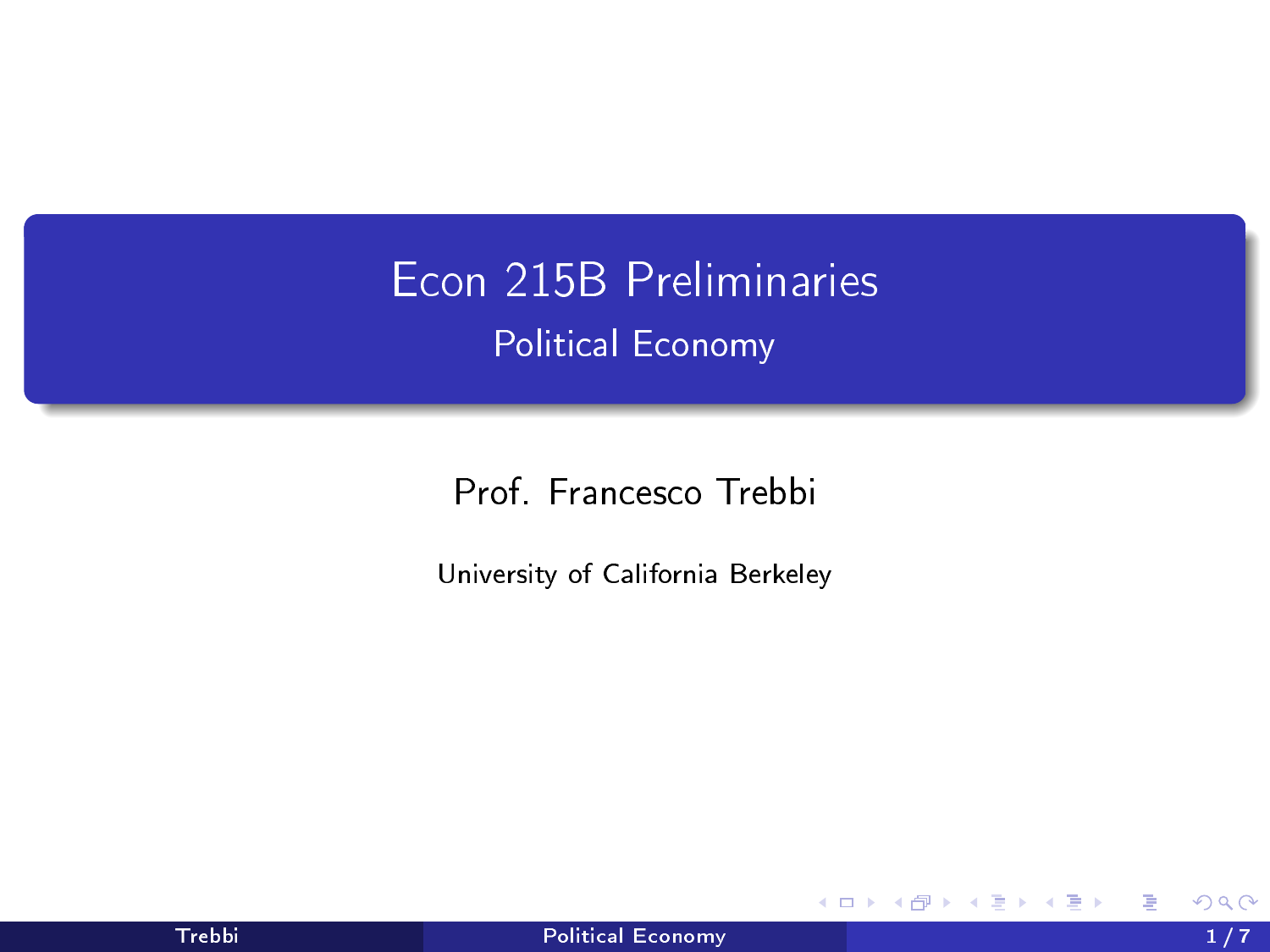# Econ 215B Preliminaries

## Political Economy

Prof. Francesco Trebbi

University of California Berkeley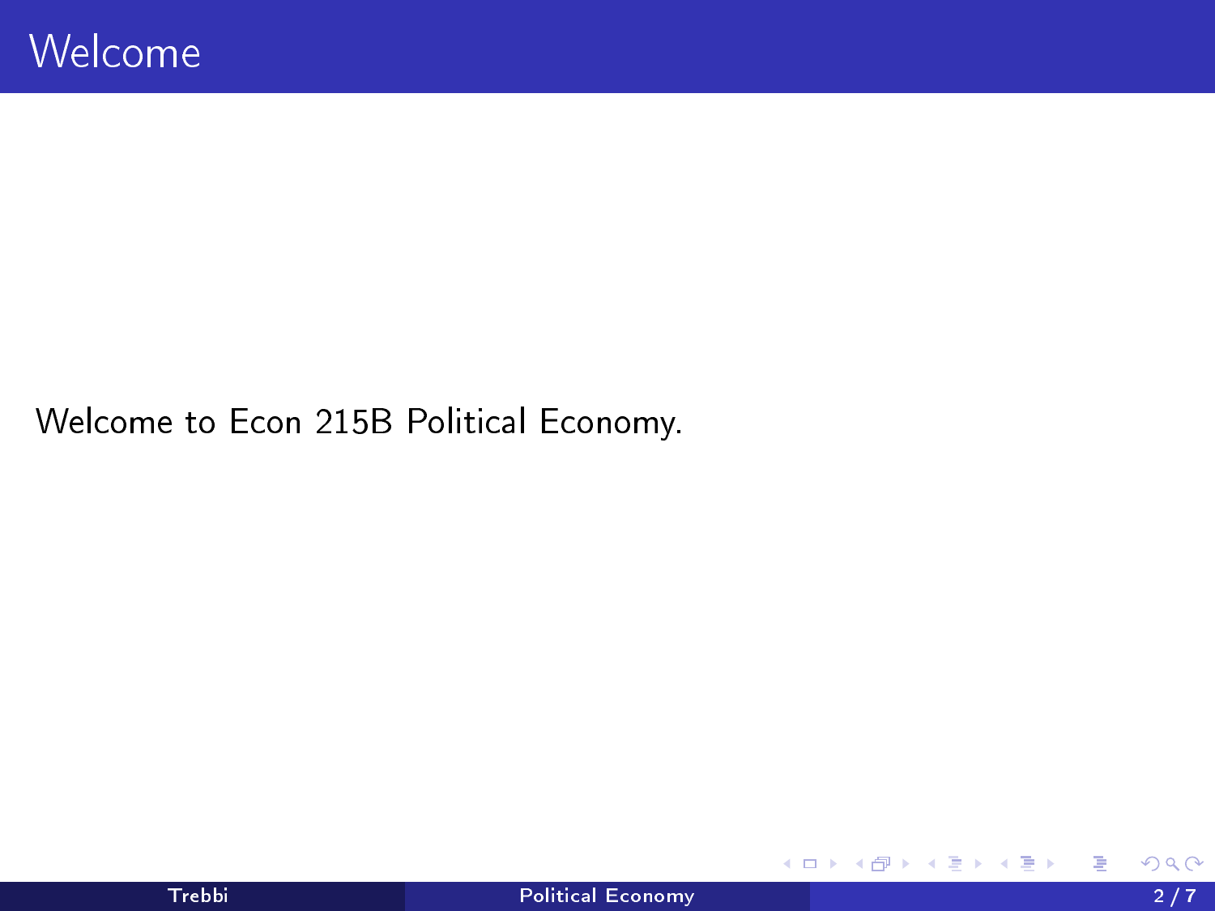# Welcome

Welcome to Econ 215B Political Economy.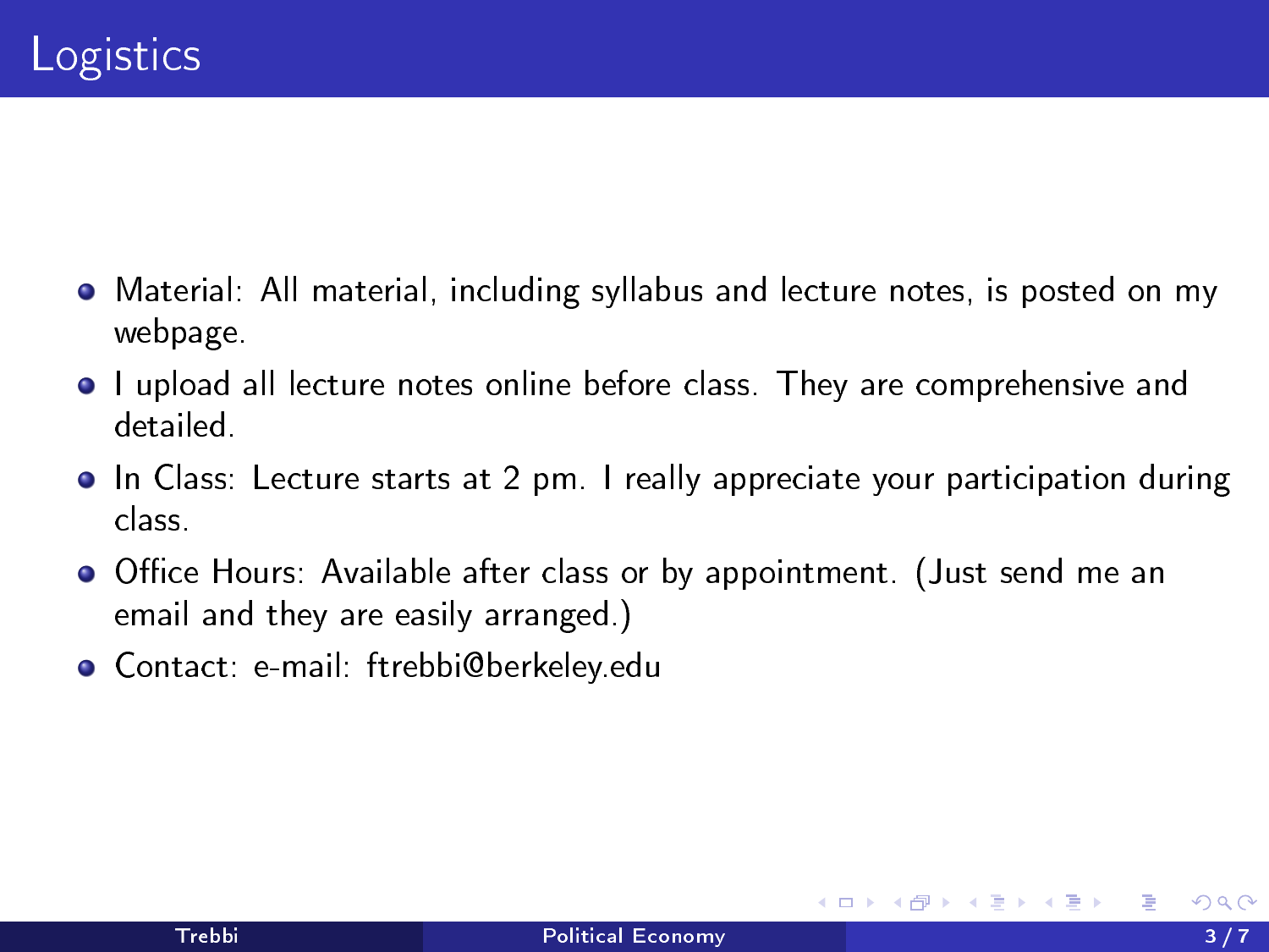# Logistics

- Material: All material, including syllabus and lecture notes, is posted on my webpage.
- I upload all lecture notes online before class. They are comprehensive and detailed.
- In Class: Lecture starts at 2 pm. I really appreciate your participation during class.
- Office Hours: Available after class or by appointment. (Just send me an email and they are easily arranged.)
- Contact: e-mail: ftrebbi@berkeley.edu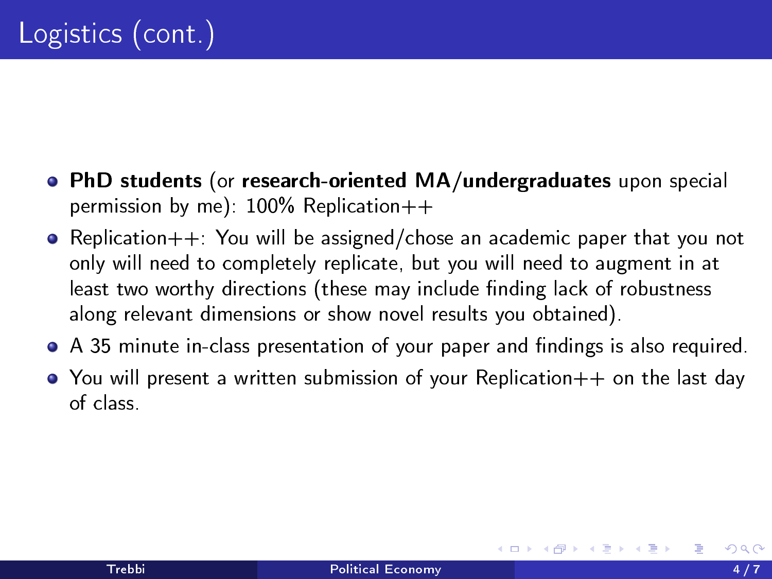# Logistics (cont.)

- **PhD students** (or **research-oriented MA/undergraduates** upon special permission by me): 100% Replication++
- Replication++: You will be assigned/chose an academic paper that you not only will need to completely replicate, but you will need to augment in at least two worthy directions (these may include finding lack of robustness along relevant dimensions or show novel results you obtained).
- A 35 minute in-class presentation of your paper and findings is also required.
- You will present a written submission of your Replication++ on the last day of class.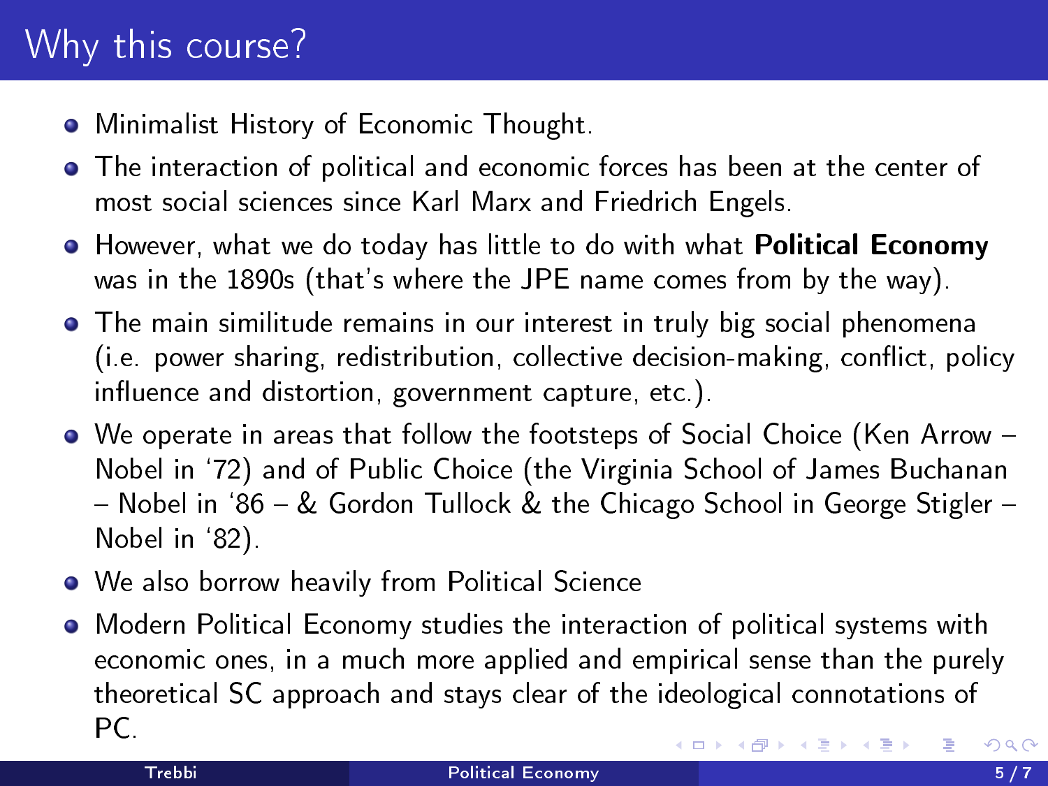# Why this course?

- Minimalist History of Economic Thought.
- The interaction of political and economic forces has been at the center of most social sciences since Karl Marx and Friedrich Engels.
- However, what we do today has little to do with what **Political Economy** was in the 1890s (that's where the JPE name comes from by the way).
- The main similitude remains in our interest in truly big social phenomena (i.e. power sharing, redistribution, collective decision-making, conflict, policy influence and distortion, government capture, etc.).
- We operate in areas that follow the footsteps of Social Choice (Ken Arrow – Nobel in '72) and of Public Choice (the Virginia School of James Buchanan – Nobel in '86 – & Gordon Tullock & the Chicago School in George Stigler – Nobel in '82).
- We also borrow heavily from Political Science
- Modern Political Economy studies the interaction of political systems with economic ones, in a much more applied and empirical sense than the purely theoretical SC approach and stays clear of the ideological connotations of PC.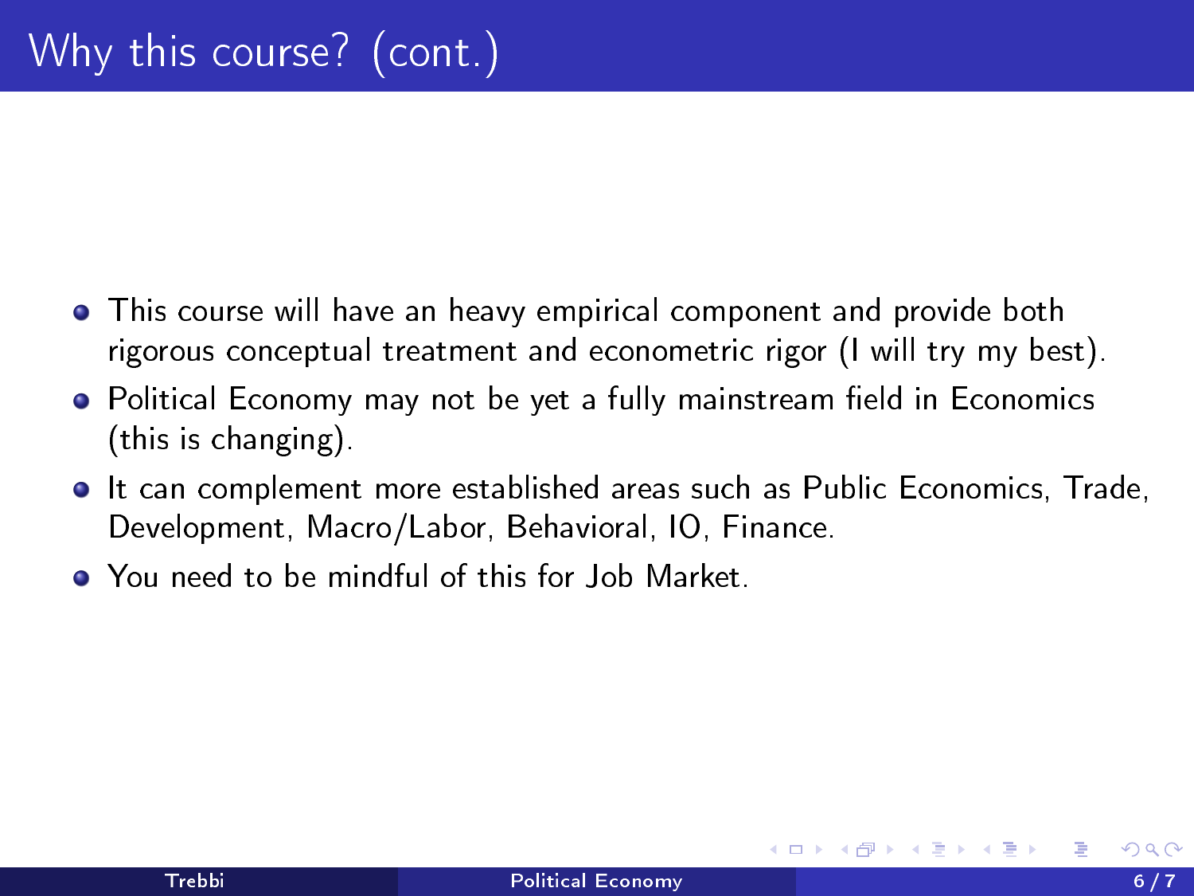# Why this course? (cont.)

- This course will have an heavy empirical component and provide both rigorous conceptual treatment and econometric rigor (I will try my best).
- Political Economy may not be yet a fully mainstream field in Economics (this is changing).
- It can complement more established areas such as Public Economics, Trade, Development, Macro/Labor, Behavioral, IO, Finance.
- You need to be mindful of this for Job Market.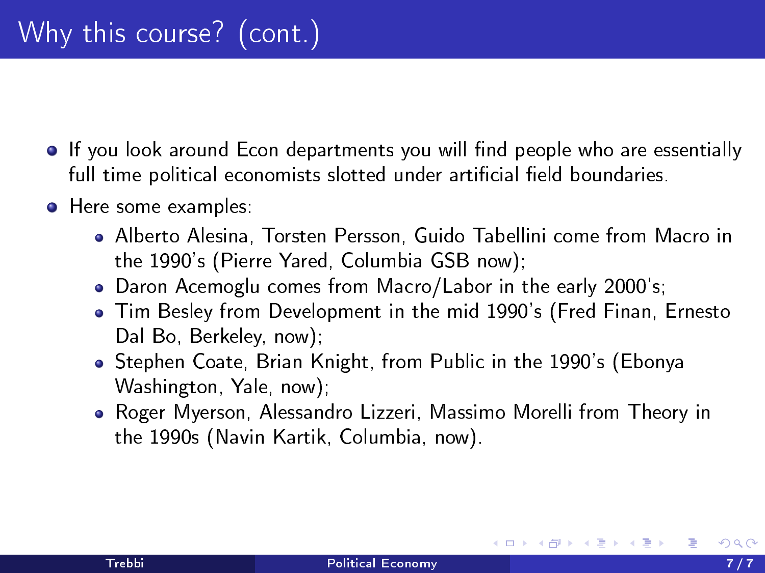# Why this course? (cont.)

- If you look around Econ departments you will find people who are essentially full time political economists slotted under artificial field boundaries.
- Here some examples:
  - Alberto Alesina, Torsten Persson, Guido Tabellini come from Macro in the 1990's (Pierre Yared, Columbia GSB now);
  - Daron Acemoglu comes from Macro/Labor in the early 2000's;
  - Tim Besley from Development in the mid 1990's (Fred Finan, Ernesto Dal Bo, Berkeley, now);
  - Stephen Coate, Brian Knight, from Public in the 1990's (Ebonya Washington, Yale, now);
  - Roger Myerson, Alessandro Lizzeri, Massimo Morelli from Theory in the 1990s (Navin Kartik, Columbia, now).